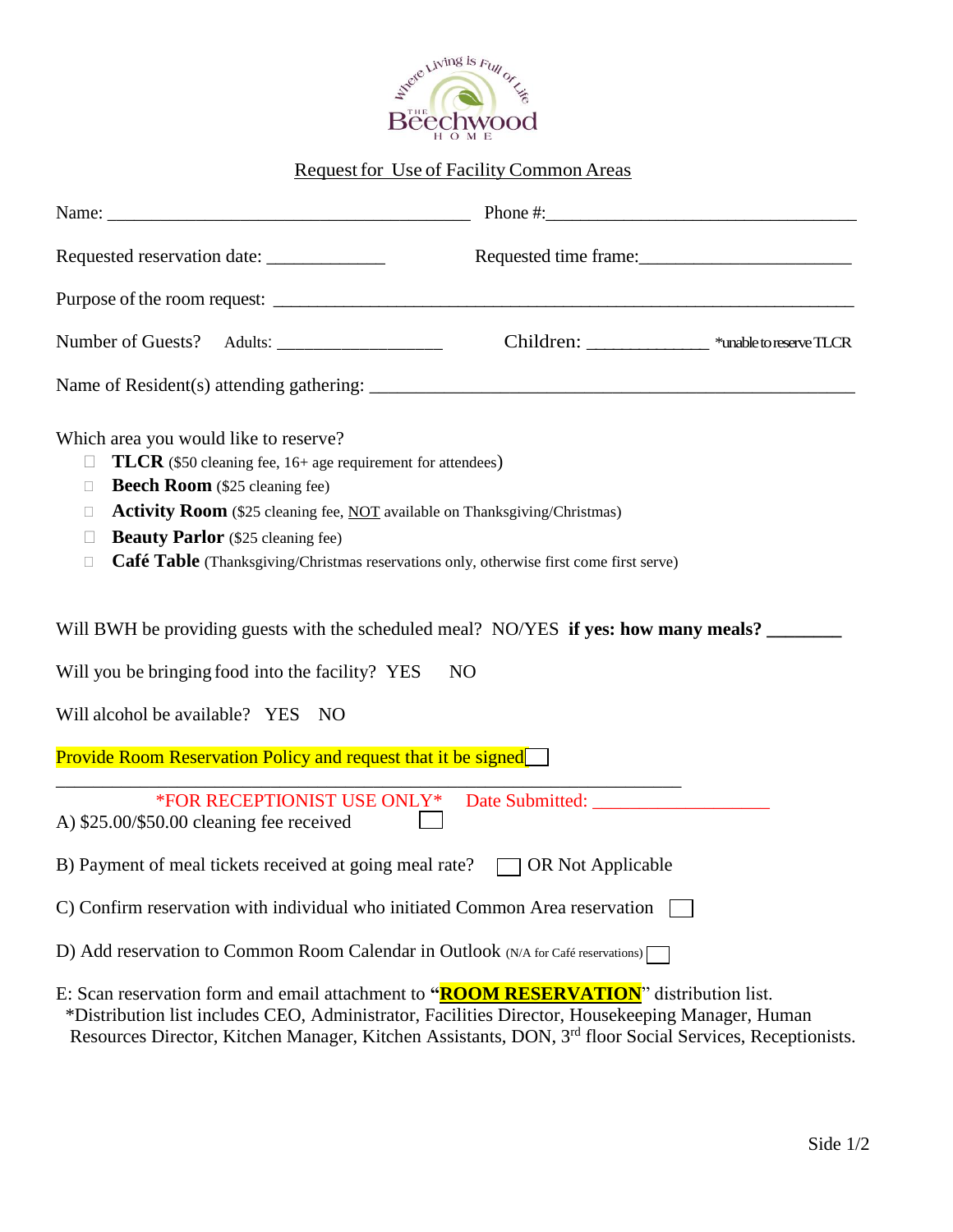Where Living is Full of Life

THE Beechwood HOME

## Request for Use of Facility Common Areas

Name: ________________________________________ Phone #:__________________________________

Requested reservation date: _____________ Requested time frame:_______________________

Purpose of the room request: _________________________________________________________________

Number of Guests? Adults: __________________ Children: _____________ *unable to reserve TLCR

Name of Resident(s) attending gathering: _____________________________________________________

Which area you would like to reserve?

- ☐ **TLCR** ($50 cleaning fee, 16+ age requirement for attendees)
- ☐ **Beech Room** ($25 cleaning fee)
- ☐ **Activity Room** ($25 cleaning fee, NOT available on Thanksgiving/Christmas)
- ☐ **Beauty Parlor** ($25 cleaning fee)
- ☐ **Café Table** (Thanksgiving/Christmas reservations only, otherwise first come first serve)

Will BWH be providing guests with the scheduled meal? NO/YES **if yes: how many meals? ________**

Will you be bringing food into the facility? YES NO

Will alcohol be available? YES NO

Provide Room Reservation Policy and request that it be signed ☐

______________________________________________________________________

*FOR RECEPTIONIST USE ONLY* Date Submitted: ___________________

A) $25.00/$50.00 cleaning fee received ☐

B) Payment of meal tickets received at going meal rate? ☐ OR Not Applicable

C) Confirm reservation with individual who initiated Common Area reservation ☐

D) Add reservation to Common Room Calendar in Outlook (N/A for Café reservations) ☐

E: Scan reservation form and email attachment to "**ROOM RESERVATION**" distribution list.
*Distribution list includes CEO, Administrator, Facilities Director, Housekeeping Manager, Human Resources Director, Kitchen Manager, Kitchen Assistants, DON, 3rd floor Social Services, Receptionists.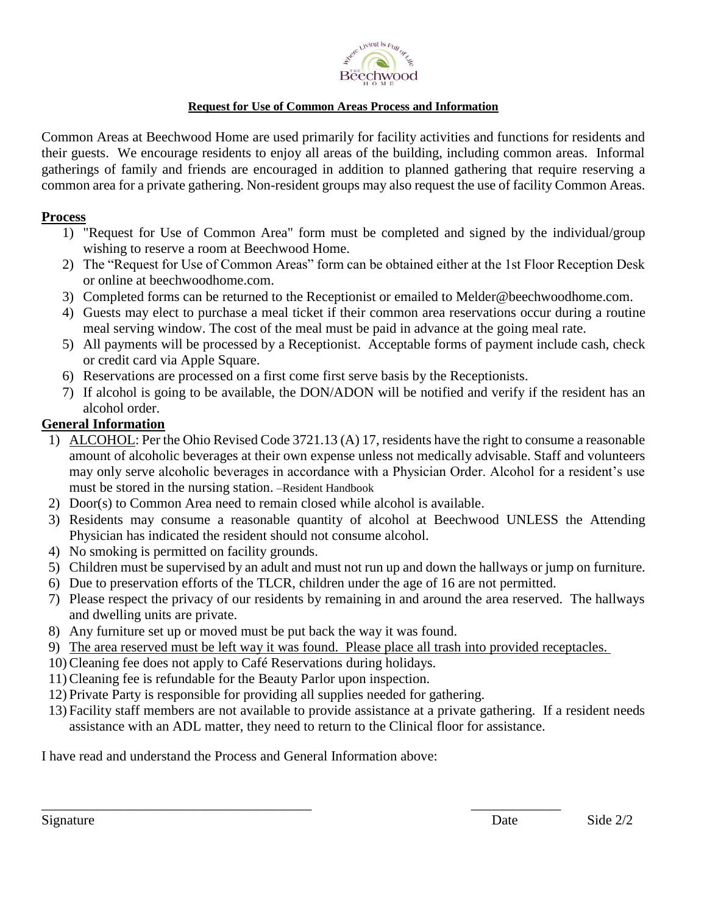**Request for Use of Common Areas Process and Information**

Common Areas at Beechwood Home are used primarily for facility activities and functions for residents and their guests. We encourage residents to enjoy all areas of the building, including common areas. Informal gatherings of family and friends are encouraged in addition to planned gathering that require reserving a common area for a private gathering. Non-resident groups may also request the use of facility Common Areas.

## Process

1) "Request for Use of Common Area" form must be completed and signed by the individual/group wishing to reserve a room at Beechwood Home.
2) The "Request for Use of Common Areas" form can be obtained either at the 1st Floor Reception Desk or online at beechwoodhome.com.
3) Completed forms can be returned to the Receptionist or emailed to Melder@beechwoodhome.com.
4) Guests may elect to purchase a meal ticket if their common area reservations occur during a routine meal serving window. The cost of the meal must be paid in advance at the going meal rate.
5) All payments will be processed by a Receptionist. Acceptable forms of payment include cash, check or credit card via Apple Square.
6) Reservations are processed on a first come first serve basis by the Receptionists.
7) If alcohol is going to be available, the DON/ADON will be notified and verify if the resident has an alcohol order.

## General Information

1) ALCOHOL: Per the Ohio Revised Code 3721.13 (A) 17, residents have the right to consume a reasonable amount of alcoholic beverages at their own expense unless not medically advisable. Staff and volunteers may only serve alcoholic beverages in accordance with a Physician Order. Alcohol for a resident's use must be stored in the nursing station. –Resident Handbook
2) Door(s) to Common Area need to remain closed while alcohol is available.
3) Residents may consume a reasonable quantity of alcohol at Beechwood UNLESS the Attending Physician has indicated the resident should not consume alcohol.
4) No smoking is permitted on facility grounds.
5) Children must be supervised by an adult and must not run up and down the hallways or jump on furniture.
6) Due to preservation efforts of the TLCR, children under the age of 16 are not permitted.
7) Please respect the privacy of our residents by remaining in and around the area reserved. The hallways and dwelling units are private.
8) Any furniture set up or moved must be put back the way it was found.
9) The area reserved must be left way it was found. Please place all trash into provided receptacles.
10) Cleaning fee does not apply to Café Reservations during holidays.
11) Cleaning fee is refundable for the Beauty Parlor upon inspection.
12) Private Party is responsible for providing all supplies needed for gathering.
13) Facility staff members are not available to provide assistance at a private gathering. If a resident needs assistance with an ADL matter, they need to return to the Clinical floor for assistance.

I have read and understand the Process and General Information above:

_______________________________________ _____________

Signature Date